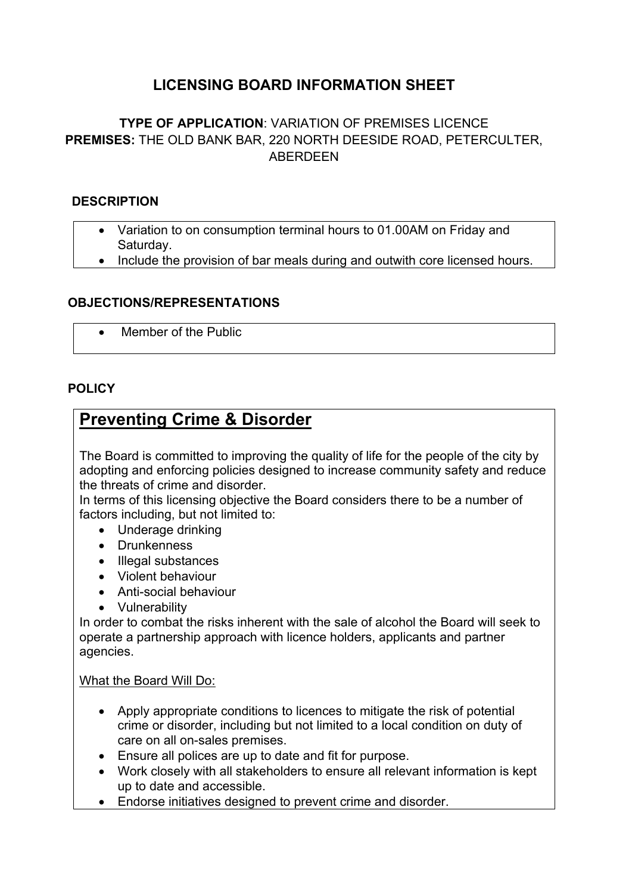# LICENSING BOARD INFORMATION SHEET

**TYPE OF APPLICATION**: VARIATION OF PREMISES LICENCE
**PREMISES:** THE OLD BANK BAR, 220 NORTH DEESIDE ROAD, PETERCULTER, ABERDEEN

## DESCRIPTION

- Variation to on consumption terminal hours to 01.00AM on Friday and Saturday.
- Include the provision of bar meals during and outwith core licensed hours.

## OBJECTIONS/REPRESENTATIONS

- Member of the Public

## POLICY

### Preventing Crime & Disorder

The Board is committed to improving the quality of life for the people of the city by adopting and enforcing policies designed to increase community safety and reduce the threats of crime and disorder.
In terms of this licensing objective the Board considers there to be a number of factors including, but not limited to:

- Underage drinking
- Drunkenness
- Illegal substances
- Violent behaviour
- Anti-social behaviour
- Vulnerability

In order to combat the risks inherent with the sale of alcohol the Board will seek to operate a partnership approach with licence holders, applicants and partner agencies.

What the Board Will Do:

- Apply appropriate conditions to licences to mitigate the risk of potential crime or disorder, including but not limited to a local condition on duty of care on all on-sales premises.
- Ensure all polices are up to date and fit for purpose.
- Work closely with all stakeholders to ensure all relevant information is kept up to date and accessible.
- Endorse initiatives designed to prevent crime and disorder.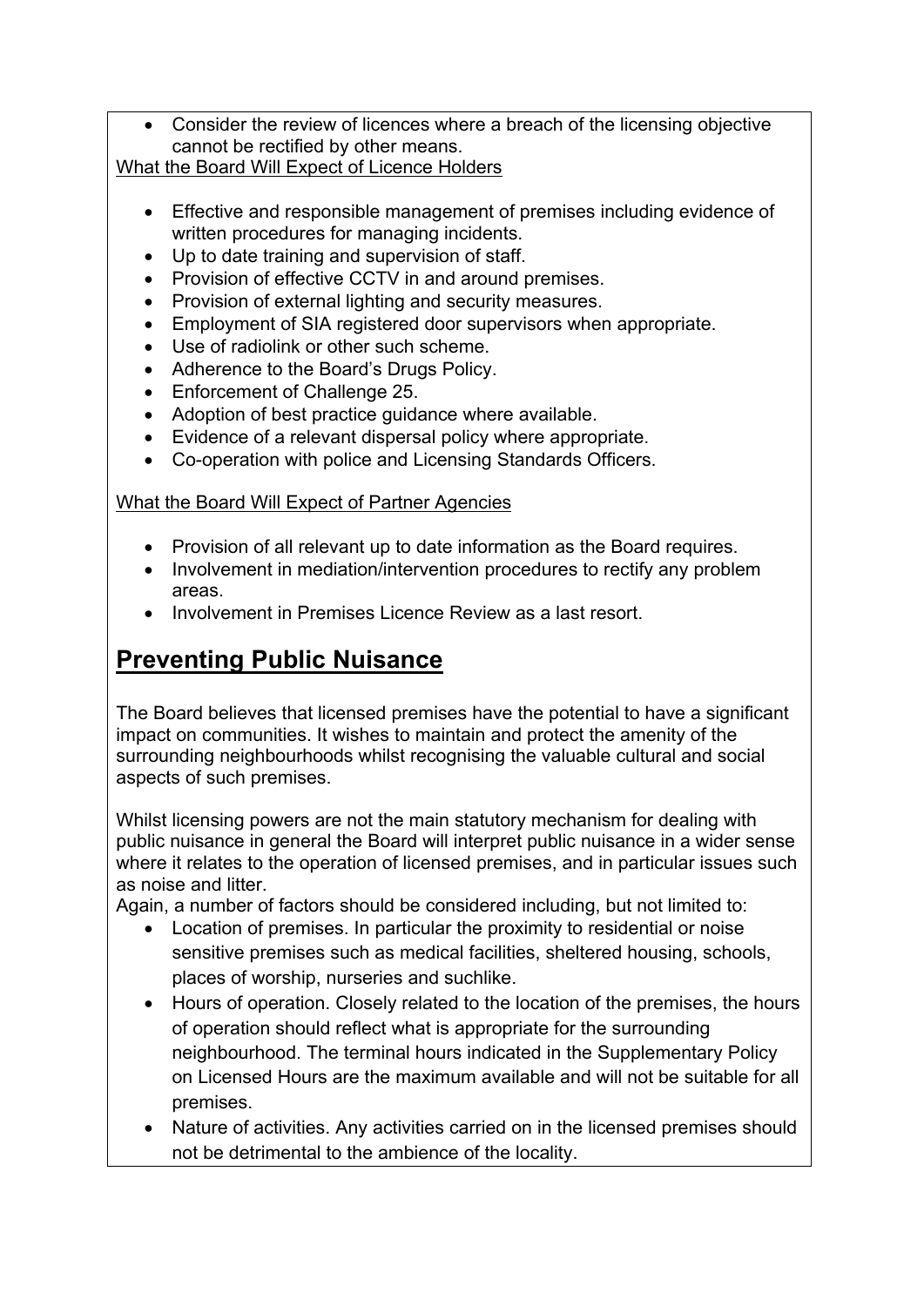- Consider the review of licences where a breach of the licensing objective cannot be rectified by other means.

What the Board Will Expect of Licence Holders

- Effective and responsible management of premises including evidence of written procedures for managing incidents.
- Up to date training and supervision of staff.
- Provision of effective CCTV in and around premises.
- Provision of external lighting and security measures.
- Employment of SIA registered door supervisors when appropriate.
- Use of radiolink or other such scheme.
- Adherence to the Board's Drugs Policy.
- Enforcement of Challenge 25.
- Adoption of best practice guidance where available.
- Evidence of a relevant dispersal policy where appropriate.
- Co-operation with police and Licensing Standards Officers.

What the Board Will Expect of Partner Agencies

- Provision of all relevant up to date information as the Board requires.
- Involvement in mediation/intervention procedures to rectify any problem areas.
- Involvement in Premises Licence Review as a last resort.

## Preventing Public Nuisance

The Board believes that licensed premises have the potential to have a significant impact on communities. It wishes to maintain and protect the amenity of the surrounding neighbourhoods whilst recognising the valuable cultural and social aspects of such premises.

Whilst licensing powers are not the main statutory mechanism for dealing with public nuisance in general the Board will interpret public nuisance in a wider sense where it relates to the operation of licensed premises, and in particular issues such as noise and litter.

Again, a number of factors should be considered including, but not limited to:

- Location of premises. In particular the proximity to residential or noise sensitive premises such as medical facilities, sheltered housing, schools, places of worship, nurseries and suchlike.
- Hours of operation. Closely related to the location of the premises, the hours of operation should reflect what is appropriate for the surrounding neighbourhood. The terminal hours indicated in the Supplementary Policy on Licensed Hours are the maximum available and will not be suitable for all premises.
- Nature of activities. Any activities carried on in the licensed premises should not be detrimental to the ambience of the locality.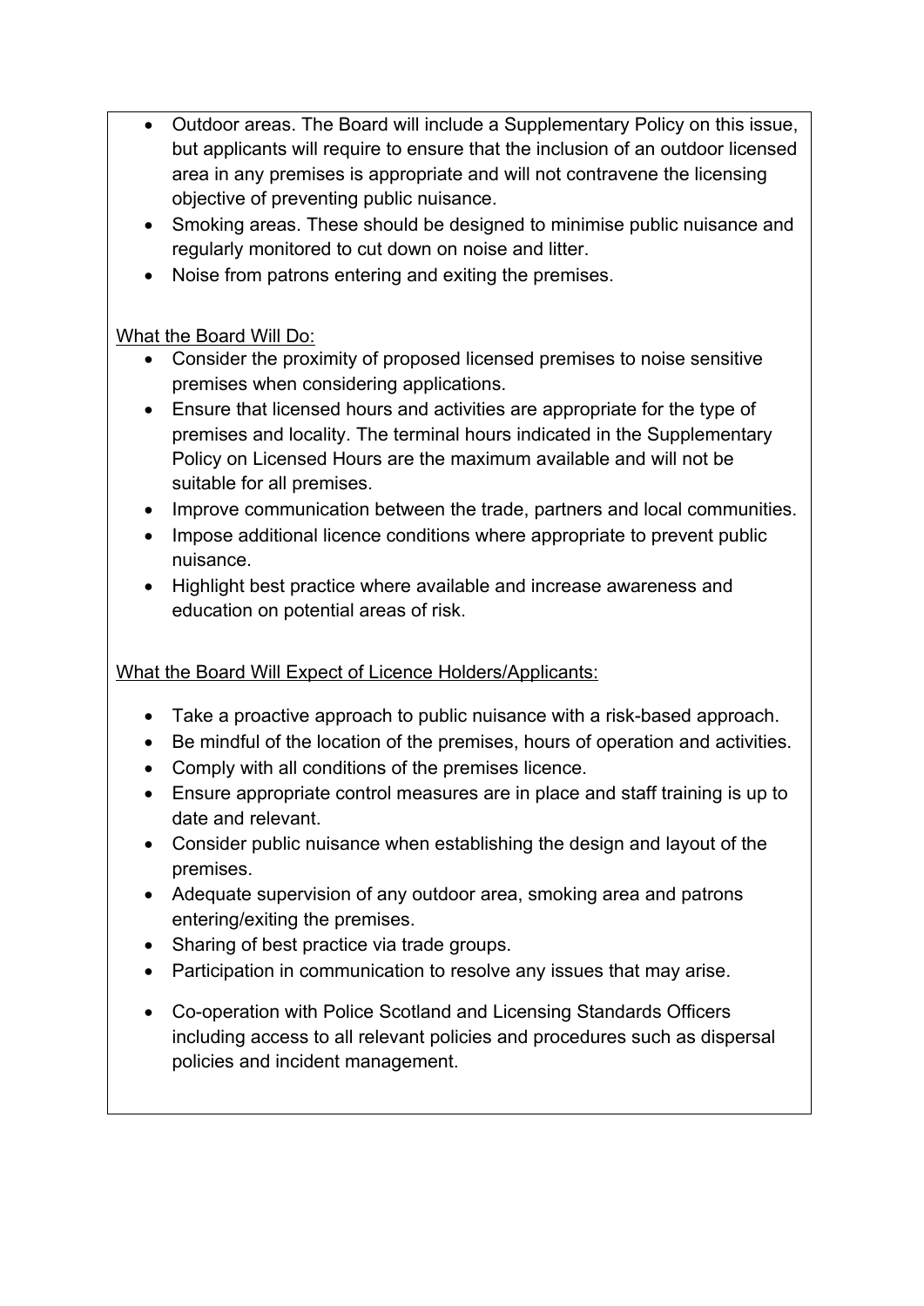- Outdoor areas. The Board will include a Supplementary Policy on this issue, but applicants will require to ensure that the inclusion of an outdoor licensed area in any premises is appropriate and will not contravene the licensing objective of preventing public nuisance.
- Smoking areas. These should be designed to minimise public nuisance and regularly monitored to cut down on noise and litter.
- Noise from patrons entering and exiting the premises.

<u>What the Board Will Do:</u>

- Consider the proximity of proposed licensed premises to noise sensitive premises when considering applications.
- Ensure that licensed hours and activities are appropriate for the type of premises and locality. The terminal hours indicated in the Supplementary Policy on Licensed Hours are the maximum available and will not be suitable for all premises.
- Improve communication between the trade, partners and local communities.
- Impose additional licence conditions where appropriate to prevent public nuisance.
- Highlight best practice where available and increase awareness and education on potential areas of risk.

<u>What the Board Will Expect of Licence Holders/Applicants:</u>

- Take a proactive approach to public nuisance with a risk-based approach.
- Be mindful of the location of the premises, hours of operation and activities.
- Comply with all conditions of the premises licence.
- Ensure appropriate control measures are in place and staff training is up to date and relevant.
- Consider public nuisance when establishing the design and layout of the premises.
- Adequate supervision of any outdoor area, smoking area and patrons entering/exiting the premises.
- Sharing of best practice via trade groups.
- Participation in communication to resolve any issues that may arise.
- Co-operation with Police Scotland and Licensing Standards Officers including access to all relevant policies and procedures such as dispersal policies and incident management.